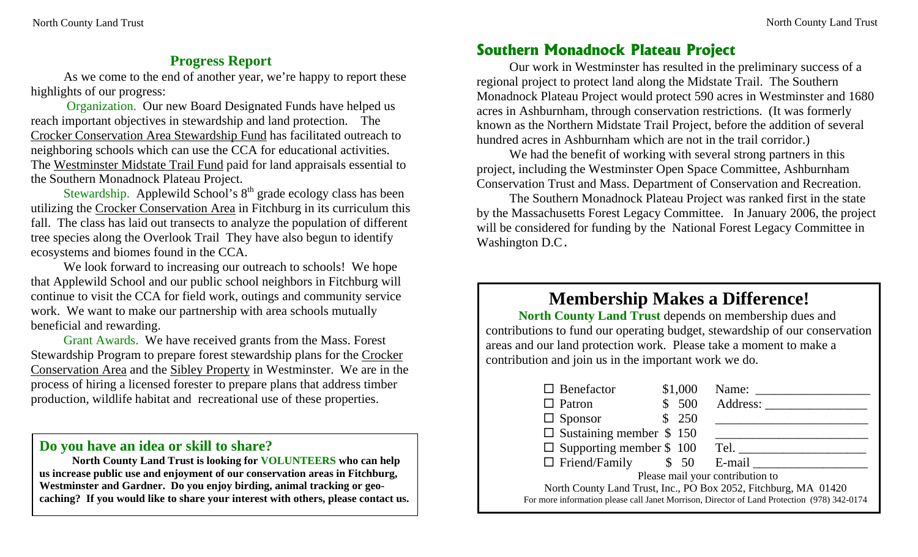## Progress Report

As we come to the end of another year, we're happy to report these highlights of our progress:

Organization. Our new Board Designated Funds have helped us reach important objectives in stewardship and land protection. The Crocker Conservation Area Stewardship Fund has facilitated outreach to neighboring schools which can use the CCA for educational activities. The Westminster Midstate Trail Fund paid for land appraisals essential to the Southern Monadnock Plateau Project.

Stewardship. Applewild School's 8th grade ecology class has been utilizing the Crocker Conservation Area in Fitchburg in its curriculum this fall. The class has laid out transects to analyze the population of different tree species along the Overlook Trail They have also begun to identify ecosystems and biomes found in the CCA.

We look forward to increasing our outreach to schools! We hope that Applewild School and our public school neighbors in Fitchburg will continue to visit the CCA for field work, outings and community service work. We want to make our partnership with area schools mutually beneficial and rewarding.

Grant Awards. We have received grants from the Mass. Forest Stewardship Program to prepare forest stewardship plans for the Crocker Conservation Area and the Sibley Property in Westminster. We are in the process of hiring a licensed forester to prepare plans that address timber production, wildlife habitat and recreational use of these properties.

### Do you have an idea or skill to share?

**North County Land Trust is looking for VOLUNTEERS who can help us increase public use and enjoyment of our conservation areas in Fitchburg, Westminster and Gardner. Do you enjoy birding, animal tracking or geo-caching? If you would like to share your interest with others, please contact us.**

## Southern Monadnock Plateau Project

Our work in Westminster has resulted in the preliminary success of a regional project to protect land along the Midstate Trail. The Southern Monadnock Plateau Project would protect 590 acres in Westminster and 1680 acres in Ashburnham, through conservation restrictions. (It was formerly known as the Northern Midstate Trail Project, before the addition of several hundred acres in Ashburnham which are not in the trail corridor.)

We had the benefit of working with several strong partners in this project, including the Westminster Open Space Committee, Ashburnham Conservation Trust and Mass. Department of Conservation and Recreation.

The Southern Monadnock Plateau Project was ranked first in the state by the Massachusetts Forest Legacy Committee. In January 2006, the project will be considered for funding by the National Forest Legacy Committee in Washington D.C.

## Membership Makes a Difference!

**North County Land Trust** depends on membership dues and contributions to fund our operating budget, stewardship of our conservation areas and our land protection work. Please take a moment to make a contribution and join us in the important work we do.

| | | |
|---|---|---|
| ☐ Benefactor | $1,000 | Name: ________________ |
| ☐ Patron | $ 500 | Address: ______________ |
| ☐ Sponsor | $ 250 | ______________________ |
| ☐ Sustaining member | $ 150 | ______________________ |
| ☐ Supporting member | $ 100 | Tel. __________________ |
| ☐ Friend/Family | $ 50 | E-mail ________________ |

Please mail your contribution to

North County Land Trust, Inc., PO Box 2052, Fitchburg, MA 01420

For more information please call Janet Morrison, Director of Land Protection (978) 342-0174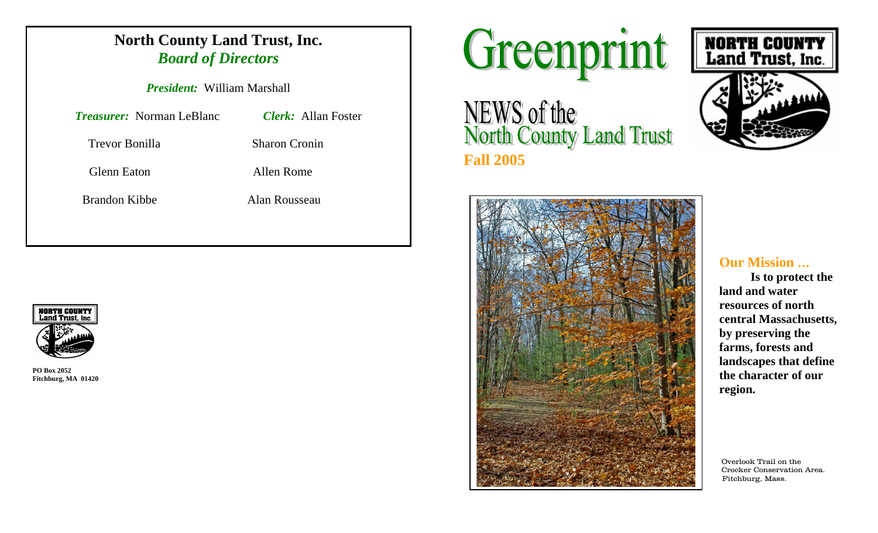## North County Land Trust, Inc.
### *Board of Directors*

***President:*** William Marshall

***Treasurer:*** Norman LeBlanc

***Clerk:*** Allan Foster

Trevor Bonilla

Sharon Cronin

Glenn Eaton

Allen Rome

Brandon Kibbe

Alan Rousseau

**PO Box 2052**
**Fitchburg, MA 01420**

# Greenprint

## NEWS of the North County Land Trust

**Fall 2005**

NORTH COUNTY Land Trust, Inc.

## Our Mission …

**Is to protect the land and water resources of north central Massachusetts, by preserving the farms, forests and landscapes that define the character of our region.**

Overlook Trail on the Crocker Conservation Area. Fitchburg, Mass.